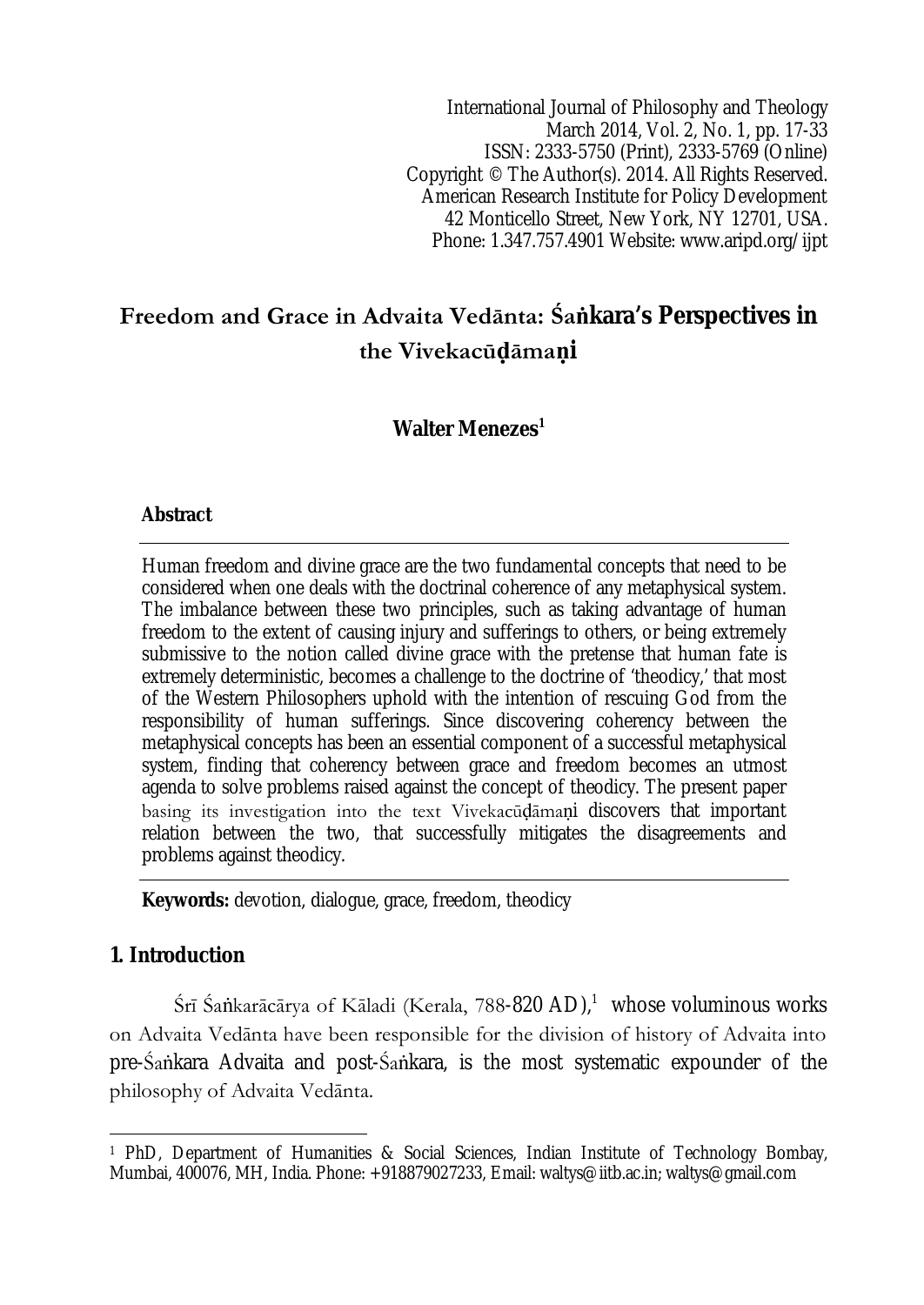International Journal of Philosophy and Theology
March 2014, Vol. 2, No. 1, pp. 17-33
ISSN: 2333-5750 (Print), 2333-5769 (Online)
Copyright © The Author(s). 2014. All Rights Reserved.
American Research Institute for Policy Development
42 Monticello Street, New York, NY 12701, USA.
Phone: 1.347.757.4901 Website: www.aripd.org/ijpt

# Freedom and Grace in Advaita Vedānta: Śaṅkara's Perspectives in the Vivekacūḍāmaṇi

**Walter Menezes**[1]

**Abstract**

Human freedom and divine grace are the two fundamental concepts that need to be considered when one deals with the doctrinal coherence of any metaphysical system. The imbalance between these two principles, such as taking advantage of human freedom to the extent of causing injury and sufferings to others, or being extremely submissive to the notion called divine grace with the pretense that human fate is extremely deterministic, becomes a challenge to the doctrine of 'theodicy,' that most of the Western Philosophers uphold with the intention of rescuing God from the responsibility of human sufferings. Since discovering coherency between the metaphysical concepts has been an essential component of a successful metaphysical system, finding that coherency between grace and freedom becomes an utmost agenda to solve problems raised against the concept of theodicy. The present paper basing its investigation into the text Vivekacūḍāmaṇi discovers that important relation between the two, that successfully mitigates the disagreements and problems against theodicy.

**Keywords:** devotion, dialogue, grace, freedom, theodicy

## 1. Introduction

Śrī Śaṅkarācārya of Kāladi (Kerala, 788-820 AD),[1] whose voluminous works on Advaita Vedānta have been responsible for the division of history of Advaita into pre-Śaṅkara Advaita and post-Śaṅkara, is the most systematic expounder of the philosophy of Advaita Vedānta.

---

[1] PhD, Department of Humanities & Social Sciences, Indian Institute of Technology Bombay, Mumbai, 400076, MH, India. Phone: +918879027233, Email: waltys@iitb.ac.in; waltys@gmail.com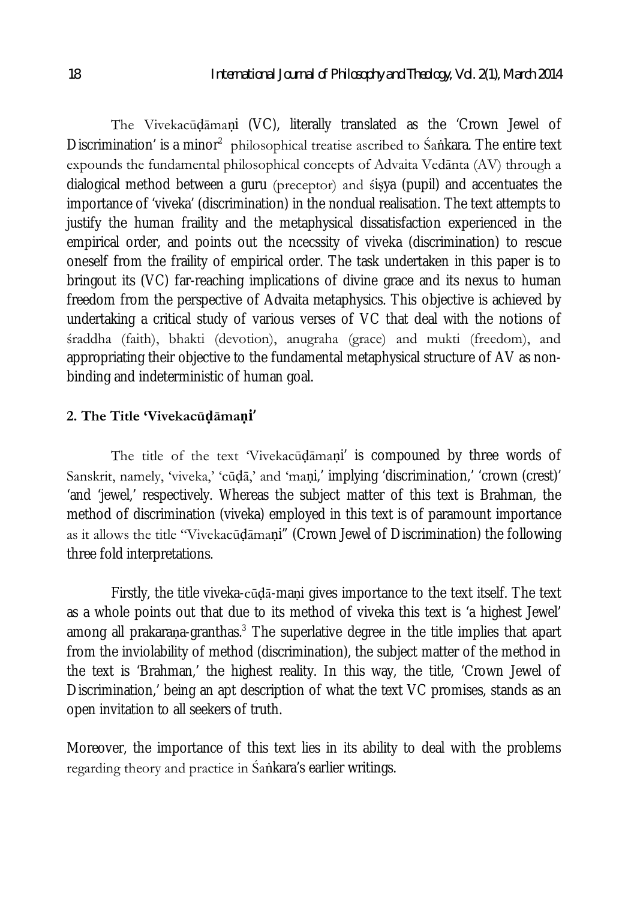The Vivekacūḍāmaṇi (VC), literally translated as the 'Crown Jewel of Discrimination' is a minor[2] philosophical treatise ascribed to Śaṅkara. The entire text expounds the fundamental philosophical concepts of Advaita Vedānta (AV) through a dialogical method between a guru (preceptor) and śiṣya (pupil) and accentuates the importance of 'viveka' (discrimination) in the nondual realisation. The text attempts to justify the human fraility and the metaphysical dissatisfaction experienced in the empirical order, and points out the ncecssity of viveka (discrimination) to rescue oneself from the fraility of empirical order. The task undertaken in this paper is to bringout its (VC) far-reaching implications of divine grace and its nexus to human freedom from the perspective of Advaita metaphysics. This objective is achieved by undertaking a critical study of various verses of VC that deal with the notions of śraddha (faith), bhakti (devotion), anugraha (grace) and mukti (freedom), and appropriating their objective to the fundamental metaphysical structure of AV as non-binding and indeterministic of human goal.

## 2. The Title 'Vivekacūḍāmaṇi'

The title of the text 'Vivekacūḍāmaṇi' is compouned by three words of Sanskrit, namely, 'viveka,' 'cūḍā,' and 'maṇi,' implying 'discrimination,' 'crown (crest)' 'and 'jewel,' respectively. Whereas the subject matter of this text is Brahman, the method of discrimination (viveka) employed in this text is of paramount importance as it allows the title "Vivekacūḍāmaṇi" (Crown Jewel of Discrimination) the following three fold interpretations.

Firstly, the title viveka-cūḍā-maṇi gives importance to the text itself. The text as a whole points out that due to its method of viveka this text is 'a highest Jewel' among all prakaraṇa-granthas.[3] The superlative degree in the title implies that apart from the inviolability of method (discrimination), the subject matter of the method in the text is 'Brahman,' the highest reality. In this way, the title, 'Crown Jewel of Discrimination,' being an apt description of what the text VC promises, stands as an open invitation to all seekers of truth.

Moreover, the importance of this text lies in its ability to deal with the problems regarding theory and practice in Śaṅkara's earlier writings.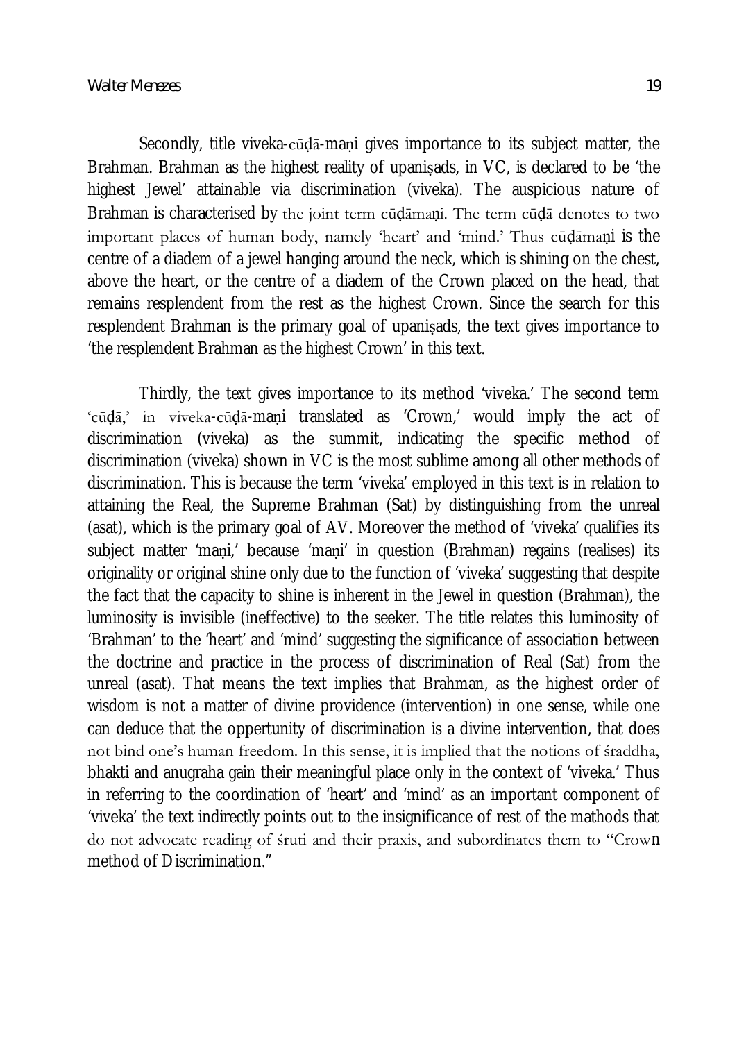Secondly, title viveka-cūḍā-maṇi gives importance to its subject matter, the Brahman. Brahman as the highest reality of upaniṣads, in VC, is declared to be 'the highest Jewel' attainable via discrimination (viveka). The auspicious nature of Brahman is characterised by the joint term cūḍāmaṇi. The term cūḍā denotes to two important places of human body, namely 'heart' and 'mind.' Thus cūḍāmaṇi is the centre of a diadem of a jewel hanging around the neck, which is shining on the chest, above the heart, or the centre of a diadem of the Crown placed on the head, that remains resplendent from the rest as the highest Crown. Since the search for this resplendent Brahman is the primary goal of upaniṣads, the text gives importance to 'the resplendent Brahman as the highest Crown' in this text.

Thirdly, the text gives importance to its method 'viveka.' The second term 'cūḍā,' in viveka-cūḍā-maṇi translated as 'Crown,' would imply the act of discrimination (viveka) as the summit, indicating the specific method of discrimination (viveka) shown in VC is the most sublime among all other methods of discrimination. This is because the term 'viveka' employed in this text is in relation to attaining the Real, the Supreme Brahman (Sat) by distinguishing from the unreal (asat), which is the primary goal of AV. Moreover the method of 'viveka' qualifies its subject matter 'maṇi,' because 'maṇi' in question (Brahman) regains (realises) its originality or original shine only due to the function of 'viveka' suggesting that despite the fact that the capacity to shine is inherent in the Jewel in question (Brahman), the luminosity is invisible (ineffective) to the seeker. The title relates this luminosity of 'Brahman' to the 'heart' and 'mind' suggesting the significance of association between the doctrine and practice in the process of discrimination of Real (Sat) from the unreal (asat). That means the text implies that Brahman, as the highest order of wisdom is not a matter of divine providence (intervention) in one sense, while one can deduce that the oppertunity of discrimination is a divine intervention, that does not bind one's human freedom. In this sense, it is implied that the notions of śraddha, bhakti and anugraha gain their meaningful place only in the context of 'viveka.' Thus in referring to the coordination of 'heart' and 'mind' as an important component of 'viveka' the text indirectly points out to the insignificance of rest of the mathods that do not advocate reading of śruti and their praxis, and subordinates them to "Crown method of Discrimination."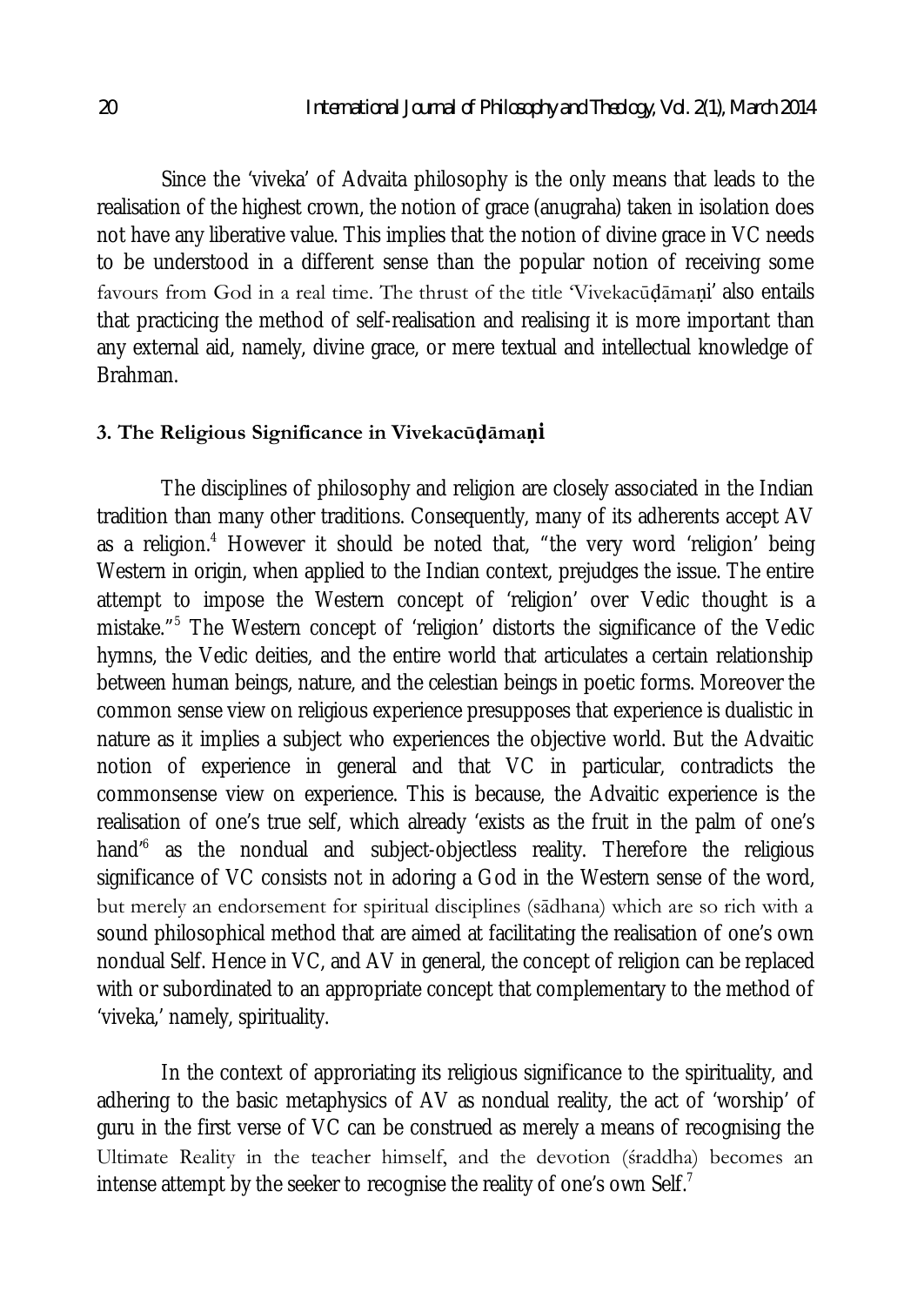Since the 'viveka' of Advaita philosophy is the only means that leads to the realisation of the highest crown, the notion of grace (anugraha) taken in isolation does not have any liberative value. This implies that the notion of divine grace in VC needs to be understood in a different sense than the popular notion of receiving some favours from God in a real time. The thrust of the title 'Vivekacūḍāmaṇi' also entails that practicing the method of self-realisation and realising it is more important than any external aid, namely, divine grace, or mere textual and intellectual knowledge of Brahman.

### 3. The Religious Significance in Vivekacūḍāmaṇi

The disciplines of philosophy and religion are closely associated in the Indian tradition than many other traditions. Consequently, many of its adherents accept AV as a religion.[4] However it should be noted that, "the very word 'religion' being Western in origin, when applied to the Indian context, prejudges the issue. The entire attempt to impose the Western concept of 'religion' over Vedic thought is a mistake."[5] The Western concept of 'religion' distorts the significance of the Vedic hymns, the Vedic deities, and the entire world that articulates a certain relationship between human beings, nature, and the celestian beings in poetic forms. Moreover the common sense view on religious experience presupposes that experience is dualistic in nature as it implies a subject who experiences the objective world. But the Advaitic notion of experience in general and that VC in particular, contradicts the commonsense view on experience. This is because, the Advaitic experience is the realisation of one's true self, which already 'exists as the fruit in the palm of one's hand'[6] as the nondual and subject-objectless reality. Therefore the religious significance of VC consists not in adoring a God in the Western sense of the word, but merely an endorsement for spiritual disciplines (sādhana) which are so rich with a sound philosophical method that are aimed at facilitating the realisation of one's own nondual Self. Hence in VC, and AV in general, the concept of religion can be replaced with or subordinated to an appropriate concept that complementary to the method of 'viveka,' namely, spirituality.

In the context of approriating its religious significance to the spirituality, and adhering to the basic metaphysics of AV as nondual reality, the act of 'worship' of guru in the first verse of VC can be construed as merely a means of recognising the Ultimate Reality in the teacher himself, and the devotion (śraddha) becomes an intense attempt by the seeker to recognise the reality of one's own Self.[7]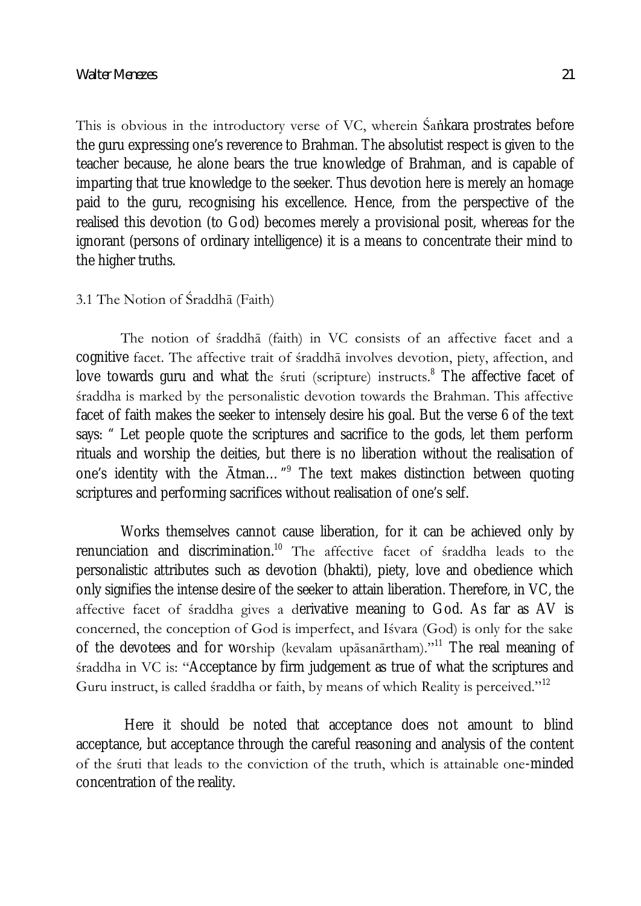This is obvious in the introductory verse of VC, wherein Śaṅkara prostrates before the guru expressing one's reverence to Brahman. The absolutist respect is given to the teacher because, he alone bears the true knowledge of Brahman, and is capable of imparting that true knowledge to the seeker. Thus devotion here is merely an homage paid to the guru, recognising his excellence. Hence, from the perspective of the realised this devotion (to God) becomes merely a provisional posit, whereas for the ignorant (persons of ordinary intelligence) it is a means to concentrate their mind to the higher truths.

### 3.1 The Notion of Śraddhā (Faith)

The notion of śraddhā (faith) in VC consists of an affective facet and a cognitive facet. The affective trait of śraddhā involves devotion, piety, affection, and love towards guru and what the śruti (scripture) instructs.[8] The affective facet of śraddha is marked by the personalistic devotion towards the Brahman. This affective facet of faith makes the seeker to intensely desire his goal. But the verse 6 of the text says: " Let people quote the scriptures and sacrifice to the gods, let them perform rituals and worship the deities, but there is no liberation without the realisation of one's identity with the Ātman…"[9] The text makes distinction between quoting scriptures and performing sacrifices without realisation of one's self.

Works themselves cannot cause liberation, for it can be achieved only by renunciation and discrimination.[10] The affective facet of śraddha leads to the personalistic attributes such as devotion (bhakti), piety, love and obedience which only signifies the intense desire of the seeker to attain liberation. Therefore, in VC, the affective facet of śraddha gives a derivative meaning to God. As far as AV is concerned, the conception of God is imperfect, and Iśvara (God) is only for the sake of the devotees and for worship (kevalam upāsanārtham)."[11] The real meaning of śraddha in VC is: "Acceptance by firm judgement as true of what the scriptures and Guru instruct, is called śraddha or faith, by means of which Reality is perceived."[12]

Here it should be noted that acceptance does not amount to blind acceptance, but acceptance through the careful reasoning and analysis of the content of the śruti that leads to the conviction of the truth, which is attainable one-minded concentration of the reality.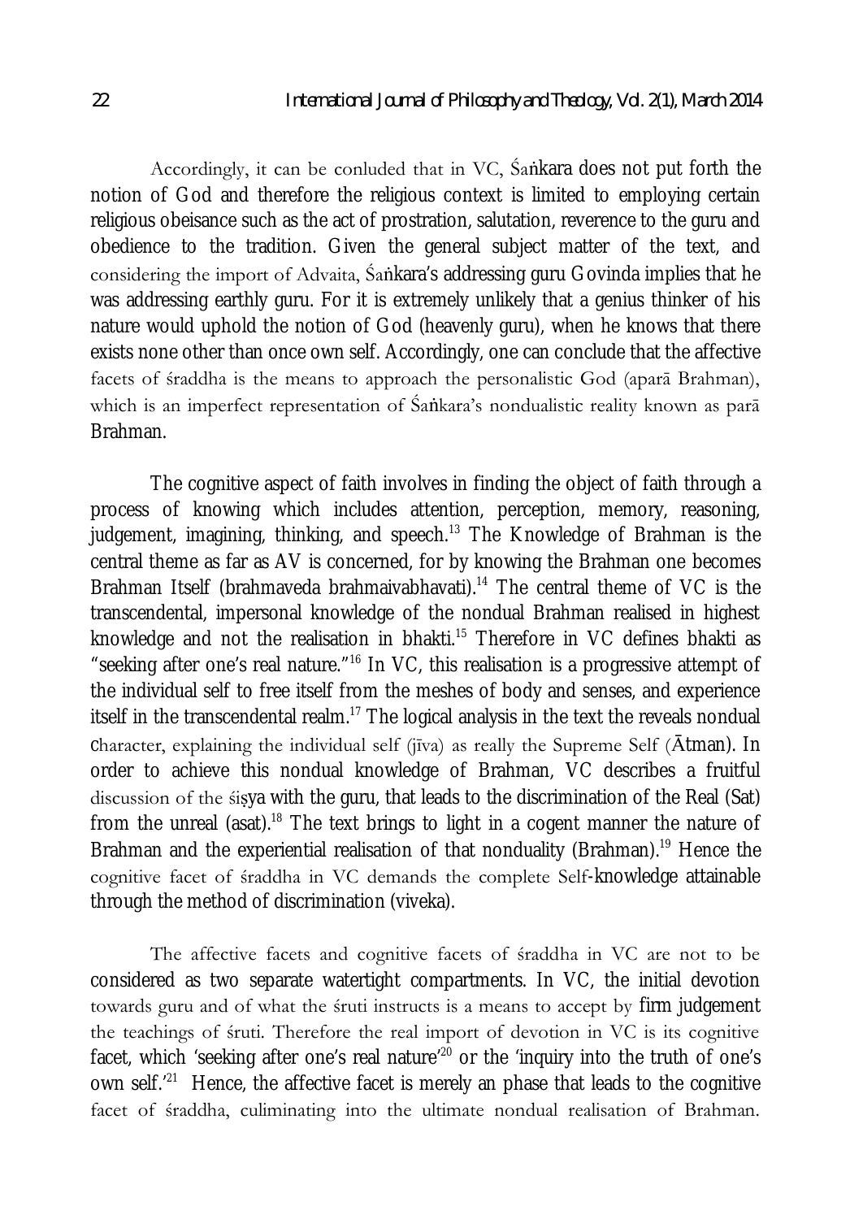Accordingly, it can be conluded that in VC, Śaṅkara does not put forth the notion of God and therefore the religious context is limited to employing certain religious obeisance such as the act of prostration, salutation, reverence to the guru and obedience to the tradition. Given the general subject matter of the text, and considering the import of Advaita, Śaṅkara's addressing guru Govinda implies that he was addressing earthly guru. For it is extremely unlikely that a genius thinker of his nature would uphold the notion of God (heavenly guru), when he knows that there exists none other than once own self. Accordingly, one can conclude that the affective facets of śraddha is the means to approach the personalistic God (aparā Brahman), which is an imperfect representation of Śaṅkara's nondualistic reality known as parā Brahman.

The cognitive aspect of faith involves in finding the object of faith through a process of knowing which includes attention, perception, memory, reasoning, judgement, imagining, thinking, and speech.[13] The Knowledge of Brahman is the central theme as far as AV is concerned, for by knowing the Brahman one becomes Brahman Itself (brahmaveda brahmaivabhavati).[14] The central theme of VC is the transcendental, impersonal knowledge of the nondual Brahman realised in highest knowledge and not the realisation in bhakti.[15] Therefore in VC defines bhakti as "seeking after one's real nature."[16] In VC, this realisation is a progressive attempt of the individual self to free itself from the meshes of body and senses, and experience itself in the transcendental realm.[17] The logical analysis in the text the reveals nondual character, explaining the individual self (jīva) as really the Supreme Self (Ātman). In order to achieve this nondual knowledge of Brahman, VC describes a fruitful discussion of the śiṣya with the guru, that leads to the discrimination of the Real (Sat) from the unreal (asat).[18] The text brings to light in a cogent manner the nature of Brahman and the experiential realisation of that nonduality (Brahman).[19] Hence the cognitive facet of śraddha in VC demands the complete Self-knowledge attainable through the method of discrimination (viveka).

The affective facets and cognitive facets of śraddha in VC are not to be considered as two separate watertight compartments. In VC, the initial devotion towards guru and of what the śruti instructs is a means to accept by firm judgement the teachings of śruti. Therefore the real import of devotion in VC is its cognitive facet, which 'seeking after one's real nature'[20] or the 'inquiry into the truth of one's own self.'[21] Hence, the affective facet is merely an phase that leads to the cognitive facet of śraddha, culiminating into the ultimate nondual realisation of Brahman.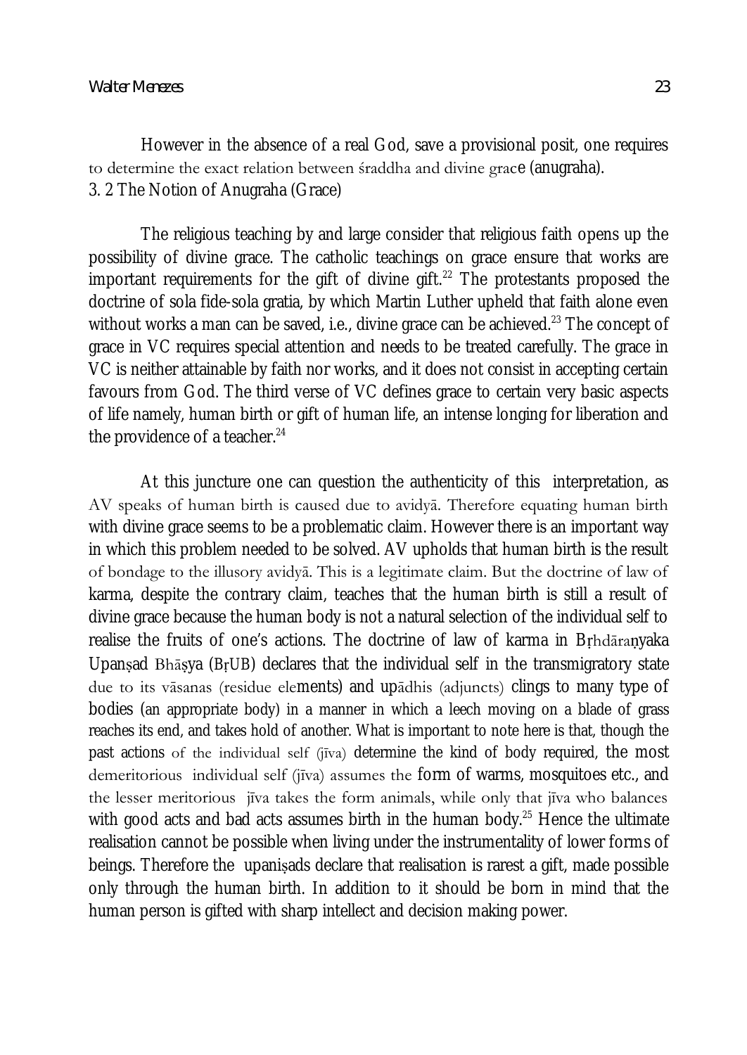However in the absence of a real God, save a provisional posit, one requires to determine the exact relation between śraddha and divine grace (anugraha).

### 3. 2 The Notion of Anugraha (Grace)

The religious teaching by and large consider that religious faith opens up the possibility of divine grace. The catholic teachings on grace ensure that works are important requirements for the gift of divine gift.[22] The protestants proposed the doctrine of sola fide-sola gratia, by which Martin Luther upheld that faith alone even without works a man can be saved, i.e., divine grace can be achieved.[23] The concept of grace in VC requires special attention and needs to be treated carefully. The grace in VC is neither attainable by faith nor works, and it does not consist in accepting certain favours from God. The third verse of VC defines grace to certain very basic aspects of life namely, human birth or gift of human life, an intense longing for liberation and the providence of a teacher.[24]

At this juncture one can question the authenticity of this interpretation, as AV speaks of human birth is caused due to avidyā. Therefore equating human birth with divine grace seems to be a problematic claim. However there is an important way in which this problem needed to be solved. AV upholds that human birth is the result of bondage to the illusory avidyā. This is a legitimate claim. But the doctrine of law of karma, despite the contrary claim, teaches that the human birth is still a result of divine grace because the human body is not a natural selection of the individual self to realise the fruits of one's actions. The doctrine of law of karma in Bṛhdāraṇyaka Upanṣad Bhāṣya (BṛUB) declares that the individual self in the transmigratory state due to its vāsanas (residue elements) and upādhis (adjuncts) clings to many type of bodies (an appropriate body) in a manner in which a leech moving on a blade of grass reaches its end, and takes hold of another. What is important to note here is that, though the past actions of the individual self (jīva) determine the kind of body required, the most demeritorious individual self (jīva) assumes the form of warms, mosquitoes etc., and the lesser meritorious jīva takes the form animals, while only that jīva who balances with good acts and bad acts assumes birth in the human body.[25] Hence the ultimate realisation cannot be possible when living under the instrumentality of lower forms of beings. Therefore the upaniṣads declare that realisation is rarest a gift, made possible only through the human birth. In addition to it should be born in mind that the human person is gifted with sharp intellect and decision making power.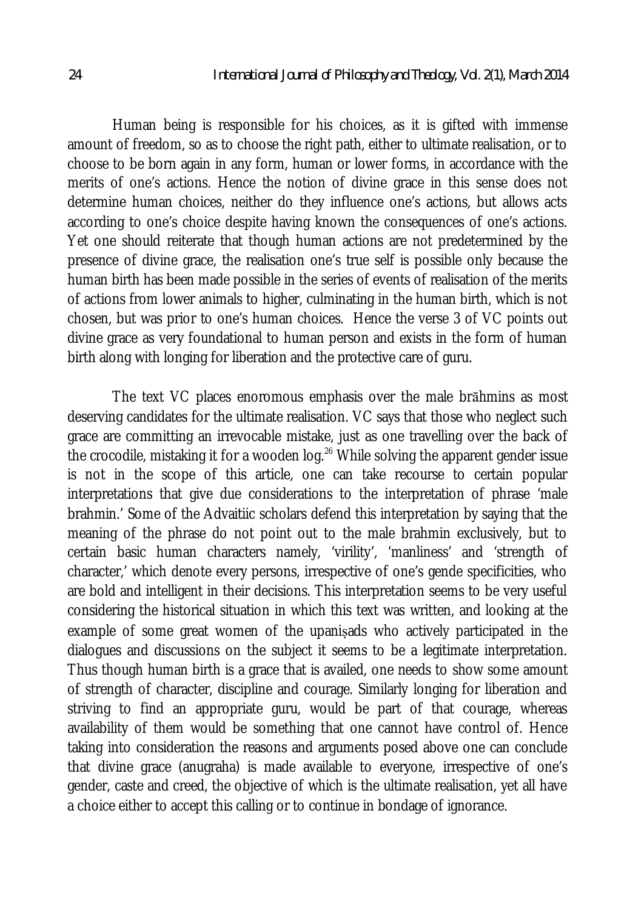Human being is responsible for his choices, as it is gifted with immense amount of freedom, so as to choose the right path, either to ultimate realisation, or to choose to be born again in any form, human or lower forms, in accordance with the merits of one's actions. Hence the notion of divine grace in this sense does not determine human choices, neither do they influence one's actions, but allows acts according to one's choice despite having known the consequences of one's actions. Yet one should reiterate that though human actions are not predetermined by the presence of divine grace, the realisation one's true self is possible only because the human birth has been made possible in the series of events of realisation of the merits of actions from lower animals to higher, culminating in the human birth, which is not chosen, but was prior to one's human choices. Hence the verse 3 of VC points out divine grace as very foundational to human person and exists in the form of human birth along with longing for liberation and the protective care of guru.

The text VC places enoromous emphasis over the male brāhmins as most deserving candidates for the ultimate realisation. VC says that those who neglect such grace are committing an irrevocable mistake, just as one travelling over the back of the crocodile, mistaking it for a wooden log.[26] While solving the apparent gender issue is not in the scope of this article, one can take recourse to certain popular interpretations that give due considerations to the interpretation of phrase 'male brahmin.' Some of the Advaitiic scholars defend this interpretation by saying that the meaning of the phrase do not point out to the male brahmin exclusively, but to certain basic human characters namely, 'virility', 'manliness' and 'strength of character,' which denote every persons, irrespective of one's gende specificities, who are bold and intelligent in their decisions. This interpretation seems to be very useful considering the historical situation in which this text was written, and looking at the example of some great women of the upaniṣads who actively participated in the dialogues and discussions on the subject it seems to be a legitimate interpretation. Thus though human birth is a grace that is availed, one needs to show some amount of strength of character, discipline and courage. Similarly longing for liberation and striving to find an appropriate guru, would be part of that courage, whereas availability of them would be something that one cannot have control of. Hence taking into consideration the reasons and arguments posed above one can conclude that divine grace (anugraha) is made available to everyone, irrespective of one's gender, caste and creed, the objective of which is the ultimate realisation, yet all have a choice either to accept this calling or to continue in bondage of ignorance.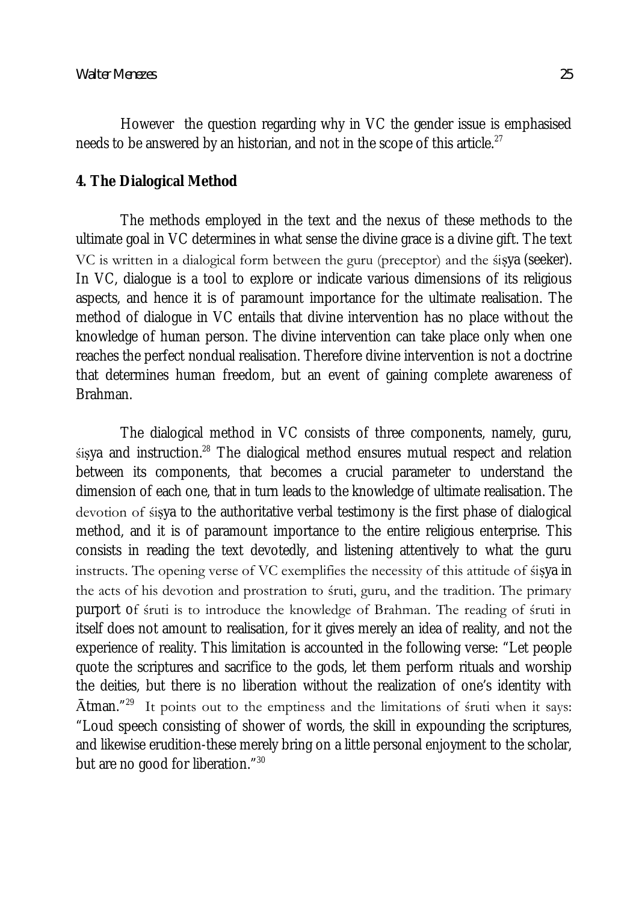However the question regarding why in VC the gender issue is emphasised needs to be answered by an historian, and not in the scope of this article.[27]

## 4. The Dialogical Method

The methods employed in the text and the nexus of these methods to the ultimate goal in VC determines in what sense the divine grace is a divine gift. The text VC is written in a dialogical form between the guru (preceptor) and the śiṣya (seeker). In VC, dialogue is a tool to explore or indicate various dimensions of its religious aspects, and hence it is of paramount importance for the ultimate realisation. The method of dialogue in VC entails that divine intervention has no place without the knowledge of human person. The divine intervention can take place only when one reaches the perfect nondual realisation. Therefore divine intervention is not a doctrine that determines human freedom, but an event of gaining complete awareness of Brahman.

The dialogical method in VC consists of three components, namely, guru, śiṣya and instruction.[28] The dialogical method ensures mutual respect and relation between its components, that becomes a crucial parameter to understand the dimension of each one, that in turn leads to the knowledge of ultimate realisation. The devotion of śiṣya to the authoritative verbal testimony is the first phase of dialogical method, and it is of paramount importance to the entire religious enterprise. This consists in reading the text devotedly, and listening attentively to what the guru instructs. The opening verse of VC exemplifies the necessity of this attitude of śiṣya in the acts of his devotion and prostration to śruti, guru, and the tradition. The primary purport of śruti is to introduce the knowledge of Brahman. The reading of śruti in itself does not amount to realisation, for it gives merely an idea of reality, and not the experience of reality. This limitation is accounted in the following verse: "Let people quote the scriptures and sacrifice to the gods, let them perform rituals and worship the deities, but there is no liberation without the realization of one's identity with Ātman."[29] It points out to the emptiness and the limitations of śruti when it says: "Loud speech consisting of shower of words, the skill in expounding the scriptures, and likewise erudition-these merely bring on a little personal enjoyment to the scholar, but are no good for liberation."[30]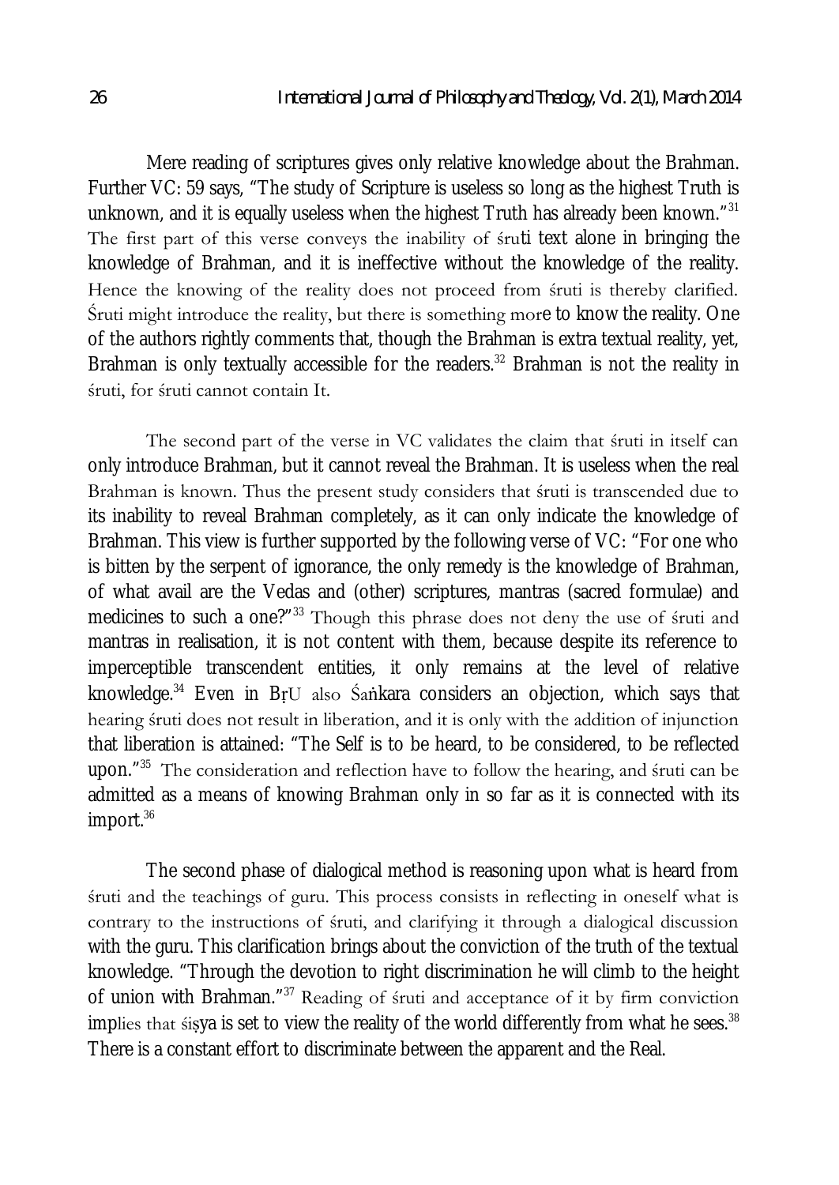Mere reading of scriptures gives only relative knowledge about the Brahman. Further VC: 59 says, "The study of Scripture is useless so long as the highest Truth is unknown, and it is equally useless when the highest Truth has already been known."[31] The first part of this verse conveys the inability of śruti text alone in bringing the knowledge of Brahman, and it is ineffective without the knowledge of the reality. Hence the knowing of the reality does not proceed from śruti is thereby clarified. Śruti might introduce the reality, but there is something more to know the reality. One of the authors rightly comments that, though the Brahman is extra textual reality, yet, Brahman is only textually accessible for the readers.[32] Brahman is not the reality in śruti, for śruti cannot contain It.

The second part of the verse in VC validates the claim that śruti in itself can only introduce Brahman, but it cannot reveal the Brahman. It is useless when the real Brahman is known. Thus the present study considers that śruti is transcended due to its inability to reveal Brahman completely, as it can only indicate the knowledge of Brahman. This view is further supported by the following verse of VC: "For one who is bitten by the serpent of ignorance, the only remedy is the knowledge of Brahman, of what avail are the Vedas and (other) scriptures, mantras (sacred formulae) and medicines to such a one?"[33] Though this phrase does not deny the use of śruti and mantras in realisation, it is not content with them, because despite its reference to imperceptible transcendent entities, it only remains at the level of relative knowledge.[34] Even in BṛU also Śaṅkara considers an objection, which says that hearing śruti does not result in liberation, and it is only with the addition of injunction that liberation is attained: "The Self is to be heard, to be considered, to be reflected upon."[35] The consideration and reflection have to follow the hearing, and śruti can be admitted as a means of knowing Brahman only in so far as it is connected with its import.[36]

The second phase of dialogical method is reasoning upon what is heard from śruti and the teachings of guru. This process consists in reflecting in oneself what is contrary to the instructions of śruti, and clarifying it through a dialogical discussion with the guru. This clarification brings about the conviction of the truth of the textual knowledge. "Through the devotion to right discrimination he will climb to the height of union with Brahman."[37] Reading of śruti and acceptance of it by firm conviction implies that śiṣya is set to view the reality of the world differently from what he sees.[38] There is a constant effort to discriminate between the apparent and the Real.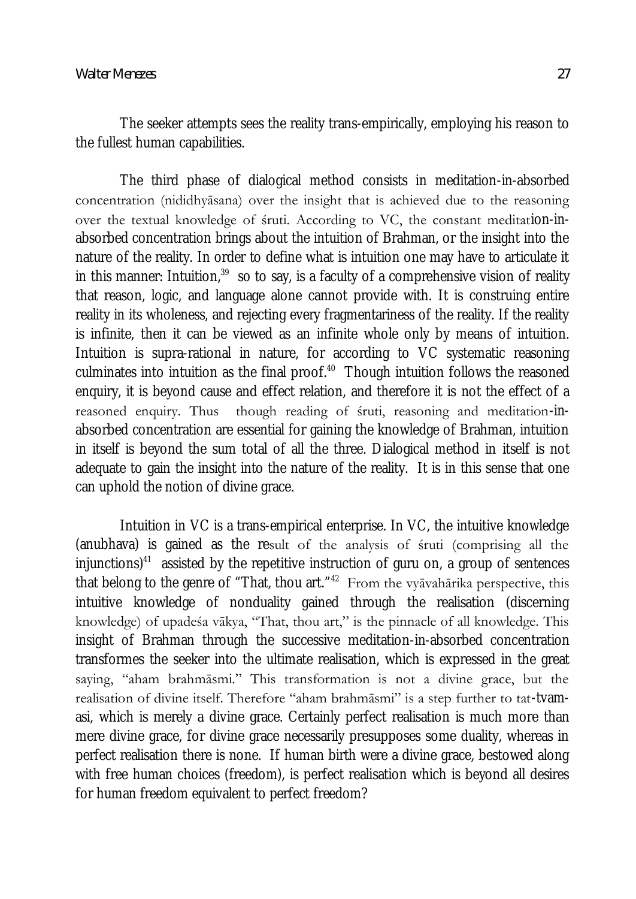The seeker attempts sees the reality trans-empirically, employing his reason to the fullest human capabilities.

The third phase of dialogical method consists in meditation-in-absorbed concentration (nididhyāsana) over the insight that is achieved due to the reasoning over the textual knowledge of śruti. According to VC, the constant meditation-in-absorbed concentration brings about the intuition of Brahman, or the insight into the nature of the reality. In order to define what is intuition one may have to articulate it in this manner: Intuition,[39] so to say, is a faculty of a comprehensive vision of reality that reason, logic, and language alone cannot provide with. It is construing entire reality in its wholeness, and rejecting every fragmentariness of the reality. If the reality is infinite, then it can be viewed as an infinite whole only by means of intuition. Intuition is supra-rational in nature, for according to VC systematic reasoning culminates into intuition as the final proof.[40] Though intuition follows the reasoned enquiry, it is beyond cause and effect relation, and therefore it is not the effect of a reasoned enquiry. Thus though reading of śruti, reasoning and meditation-in-absorbed concentration are essential for gaining the knowledge of Brahman, intuition in itself is beyond the sum total of all the three. Dialogical method in itself is not adequate to gain the insight into the nature of the reality. It is in this sense that one can uphold the notion of divine grace.

Intuition in VC is a trans-empirical enterprise. In VC, the intuitive knowledge (anubhava) is gained as the result of the analysis of śruti (comprising all the injunctions)[41] assisted by the repetitive instruction of guru on, a group of sentences that belong to the genre of "That, thou art."[42] From the vyāvahārika perspective, this intuitive knowledge of nonduality gained through the realisation (discerning knowledge) of upadeśa vākya, "That, thou art," is the pinnacle of all knowledge. This insight of Brahman through the successive meditation-in-absorbed concentration transformes the seeker into the ultimate realisation, which is expressed in the great saying, "aham brahmāsmi." This transformation is not a divine grace, but the realisation of divine itself. Therefore "aham brahmāsmi" is a step further to tat-tvam-asi, which is merely a divine grace. Certainly perfect realisation is much more than mere divine grace, for divine grace necessarily presupposes some duality, whereas in perfect realisation there is none. If human birth were a divine grace, bestowed along with free human choices (freedom), is perfect realisation which is beyond all desires for human freedom equivalent to perfect freedom?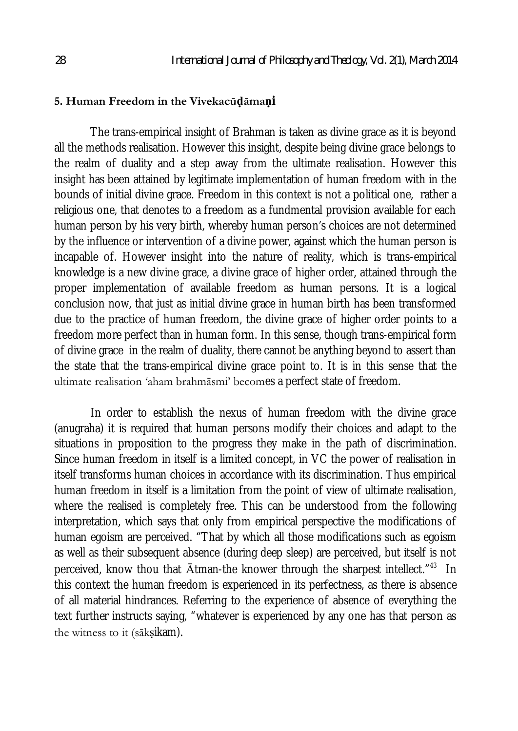### 5. Human Freedom in the Vivekacūḍāmaṇi

The trans-empirical insight of Brahman is taken as divine grace as it is beyond all the methods realisation. However this insight, despite being divine grace belongs to the realm of duality and a step away from the ultimate realisation. However this insight has been attained by legitimate implementation of human freedom with in the bounds of initial divine grace. Freedom in this context is not a political one, rather a religious one, that denotes to a freedom as a fundmental provision available for each human person by his very birth, whereby human person's choices are not determined by the influence or intervention of a divine power, against which the human person is incapable of. However insight into the nature of reality, which is trans-empirical knowledge is a new divine grace, a divine grace of higher order, attained through the proper implementation of available freedom as human persons. It is a logical conclusion now, that just as initial divine grace in human birth has been transformed due to the practice of human freedom, the divine grace of higher order points to a freedom more perfect than in human form. In this sense, though trans-empirical form of divine grace in the realm of duality, there cannot be anything beyond to assert than the state that the trans-empirical divine grace point to. It is in this sense that the ultimate realisation 'aham brahmāsmi' becomes a perfect state of freedom.

In order to establish the nexus of human freedom with the divine grace (anugraha) it is required that human persons modify their choices and adapt to the situations in proposition to the progress they make in the path of discrimination. Since human freedom in itself is a limited concept, in VC the power of realisation in itself transforms human choices in accordance with its discrimination. Thus empirical human freedom in itself is a limitation from the point of view of ultimate realisation, where the realised is completely free. This can be understood from the following interpretation, which says that only from empirical perspective the modifications of human egoism are perceived. "That by which all those modifications such as egoism as well as their subsequent absence (during deep sleep) are perceived, but itself is not perceived, know thou that Ātman-the knower through the sharpest intellect."[43] In this context the human freedom is experienced in its perfectness, as there is absence of all material hindrances. Referring to the experience of absence of everything the text further instructs saying, "whatever is experienced by any one has that person as the witness to it (sākṣikam).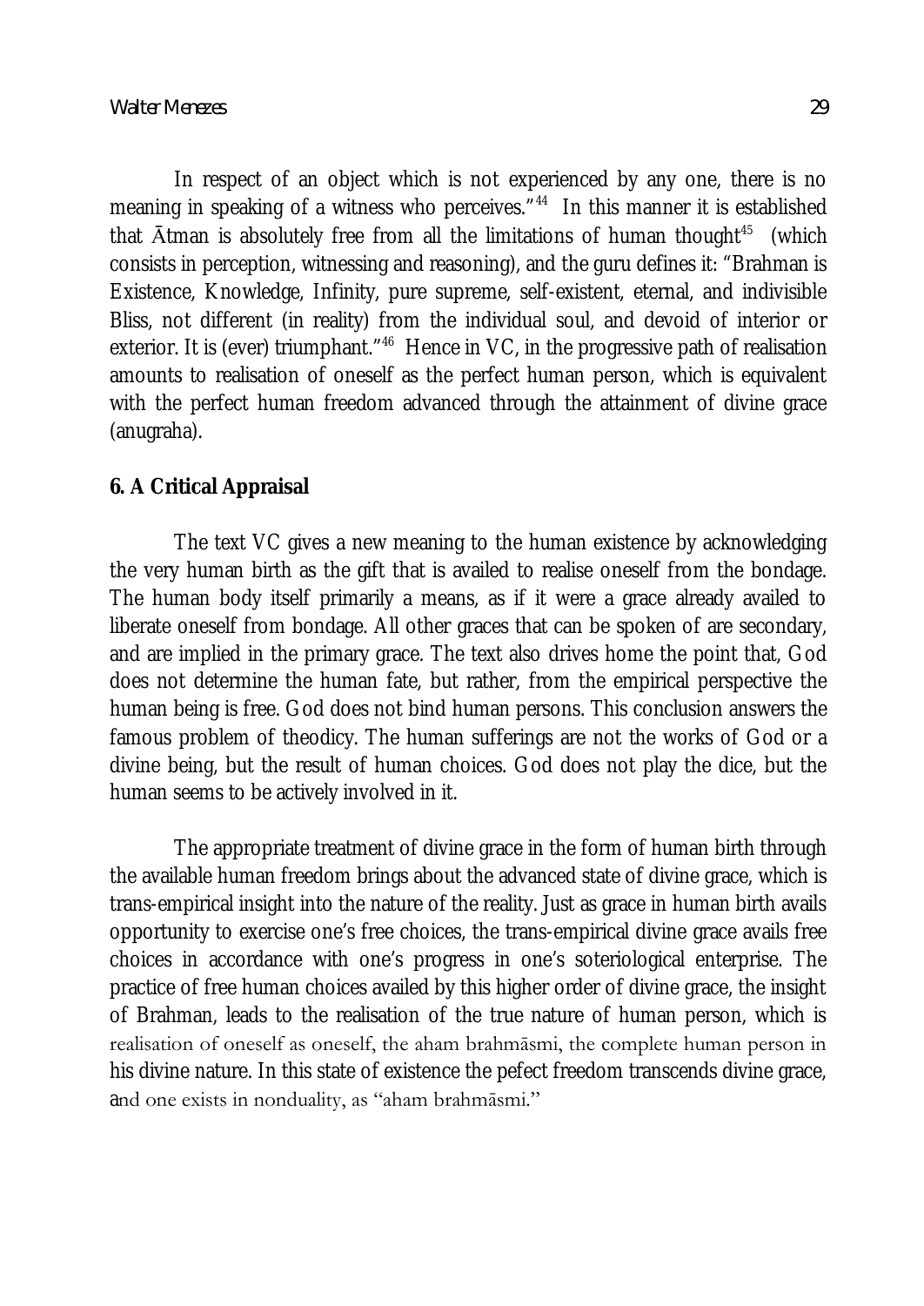In respect of an object which is not experienced by any one, there is no meaning in speaking of a witness who perceives."[44] In this manner it is established that Ātman is absolutely free from all the limitations of human thought[45] (which consists in perception, witnessing and reasoning), and the guru defines it: "Brahman is Existence, Knowledge, Infinity, pure supreme, self-existent, eternal, and indivisible Bliss, not different (in reality) from the individual soul, and devoid of interior or exterior. It is (ever) triumphant."[46] Hence in VC, in the progressive path of realisation amounts to realisation of oneself as the perfect human person, which is equivalent with the perfect human freedom advanced through the attainment of divine grace (anugraha).

## 6. A Critical Appraisal

The text VC gives a new meaning to the human existence by acknowledging the very human birth as the gift that is availed to realise oneself from the bondage. The human body itself primarily a means, as if it were a grace already availed to liberate oneself from bondage. All other graces that can be spoken of are secondary, and are implied in the primary grace. The text also drives home the point that, God does not determine the human fate, but rather, from the empirical perspective the human being is free. God does not bind human persons. This conclusion answers the famous problem of theodicy. The human sufferings are not the works of God or a divine being, but the result of human choices. God does not play the dice, but the human seems to be actively involved in it.

The appropriate treatment of divine grace in the form of human birth through the available human freedom brings about the advanced state of divine grace, which is trans-empirical insight into the nature of the reality. Just as grace in human birth avails opportunity to exercise one's free choices, the trans-empirical divine grace avails free choices in accordance with one's progress in one's soteriological enterprise. The practice of free human choices availed by this higher order of divine grace, the insight of Brahman, leads to the realisation of the true nature of human person, which is realisation of oneself as oneself, the aham brahmāsmi, the complete human person in his divine nature. In this state of existence the pefect freedom transcends divine grace, and one exists in nonduality, as "aham brahmāsmi."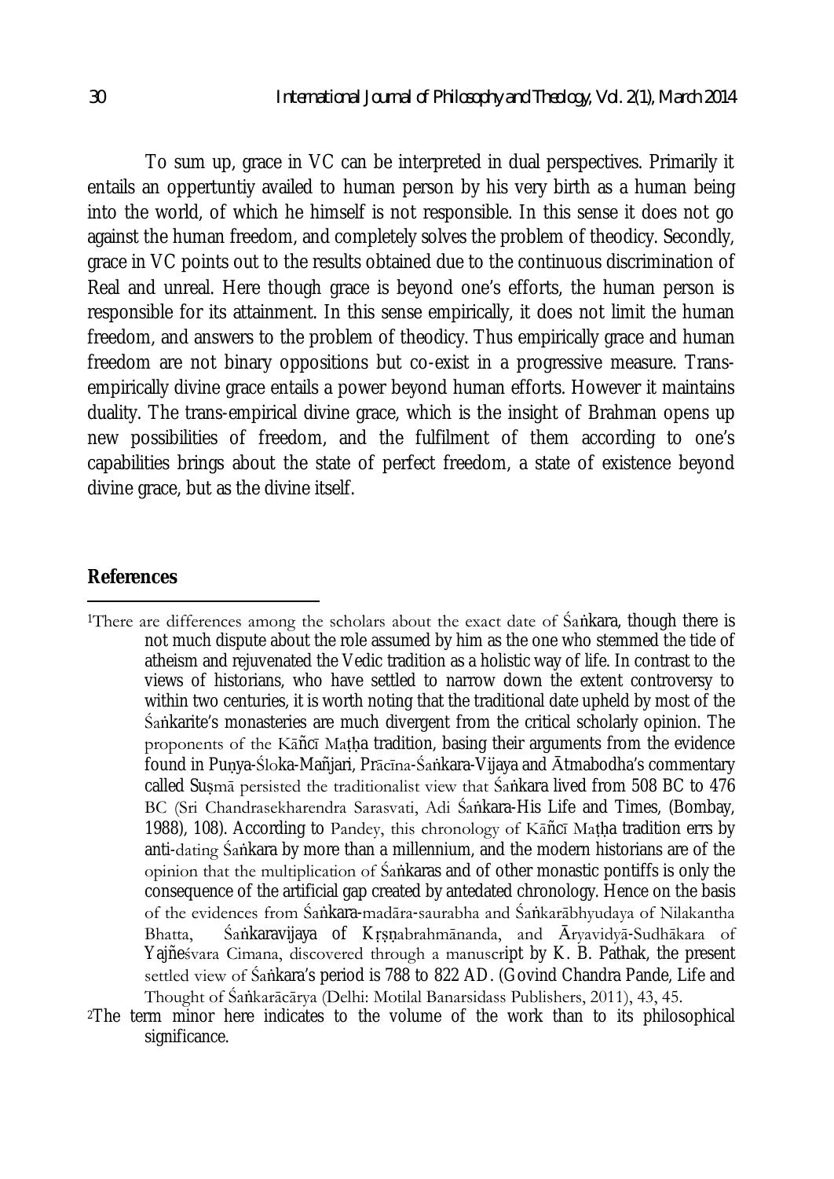To sum up, grace in VC can be interpreted in dual perspectives. Primarily it entails an oppertuntiy availed to human person by his very birth as a human being into the world, of which he himself is not responsible. In this sense it does not go against the human freedom, and completely solves the problem of theodicy. Secondly, grace in VC points out to the results obtained due to the continuous discrimination of Real and unreal. Here though grace is beyond one's efforts, the human person is responsible for its attainment. In this sense empirically, it does not limit the human freedom, and answers to the problem of theodicy. Thus empirically grace and human freedom are not binary oppositions but co-exist in a progressive measure. Trans-empirically divine grace entails a power beyond human efforts. However it maintains duality. The trans-empirical divine grace, which is the insight of Brahman opens up new possibilities of freedom, and the fulfilment of them according to one's capabilities brings about the state of perfect freedom, a state of existence beyond divine grace, but as the divine itself.

## References

[1]There are differences among the scholars about the exact date of Śaṅkara, though there is not much dispute about the role assumed by him as the one who stemmed the tide of atheism and rejuvenated the Vedic tradition as a holistic way of life. In contrast to the views of historians, who have settled to narrow down the extent controversy to within two centuries, it is worth noting that the traditional date upheld by most of the Śaṅkarite's monasteries are much divergent from the critical scholarly opinion. The proponents of the Kāñcī Maṭha tradition, basing their arguments from the evidence found in Puṇya-Śloka-Mañjari, Prācīna-Śaṅkara-Vijaya and Ātmabodha's commentary called Suṣmā persisted the traditionalist view that Śaṅkara lived from 508 BC to 476 BC (Sri Chandrasekharendra Sarasvati, Adi Śaṅkara-His Life and Times, (Bombay, 1988), 108). According to Pandey, this chronology of Kāñcī Maṭha tradition errs by anti-dating Śaṅkara by more than a millennium, and the modern historians are of the opinion that the multiplication of Śaṅkaras and of other monastic pontiffs is only the consequence of the artificial gap created by antedated chronology. Hence on the basis of the evidences from Śaṅkara-madāra-saurabha and Śaṅkarābhyudaya of Nilakantha Bhatta, Śaṅkaravijaya of Kṛṣṇabrahmānanda, and Āryavidyā-Sudhākara of Yajñeśvara Cimana, discovered through a manuscript by K. B. Pathak, the present settled view of Śaṅkara's period is 788 to 822 AD. (Govind Chandra Pande, Life and Thought of Śaṅkarācārya (Delhi: Motilal Banarsidass Publishers, 2011), 43, 45.

[2]The term minor here indicates to the volume of the work than to its philosophical significance.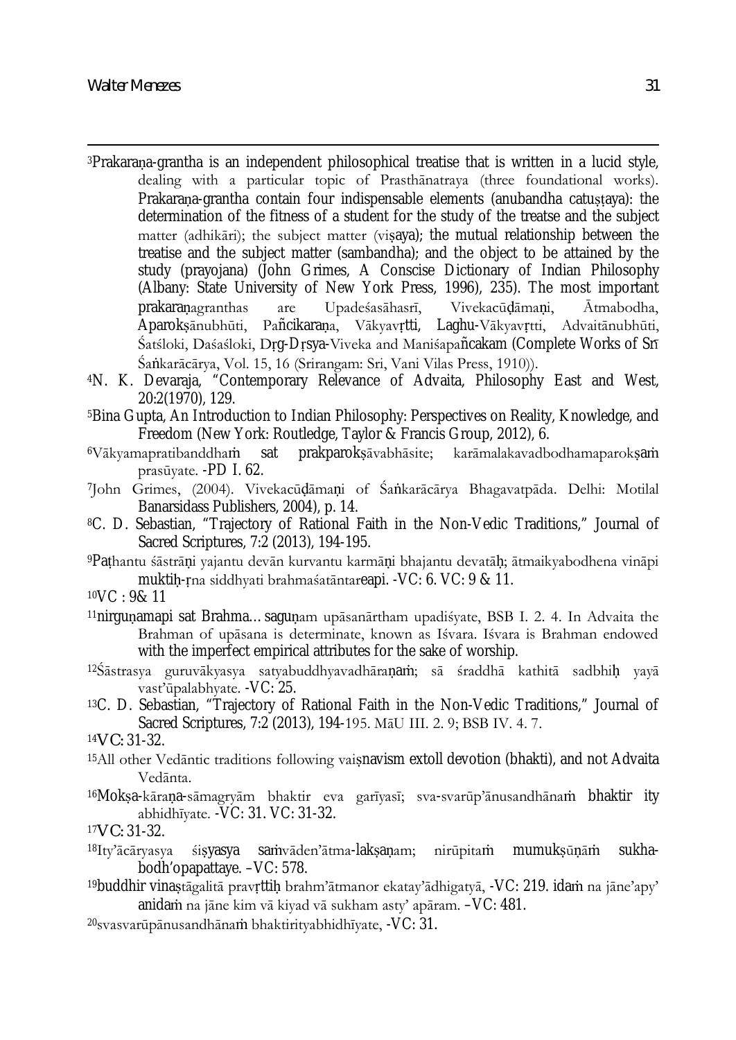[3]Prakaraṇa-grantha is an independent philosophical treatise that is written in a lucid style, dealing with a particular topic of Prasthānatraya (three foundational works). Prakaraṇa-grantha contain four indispensable elements (anubandha catuṣṭaya): the determination of the fitness of a student for the study of the treatse and the subject matter (adhikāri); the subject matter (viṣaya); the mutual relationship between the treatise and the subject matter (sambandha); and the object to be attained by the study (prayojana) (John Grimes, A Conscise Dictionary of Indian Philosophy (Albany: State University of New York Press, 1996), 235). The most important prakaraṇagranthas are Upadeśasāhasrī, Vivekacūḍāmaṇi, Ātmabodha, Aparokṣānubhūti, Pañcikaraṇa, Vākyavṛtti, Laghu-Vākyavṛtti, Advaitānubhūti, Śatśloki, Daśaśloki, Dṛg-Dṛsya-Viveka and Maniśapañcakam (Complete Works of Srī Śaṅkarācārya, Vol. 15, 16 (Srirangam: Sri, Vani Vilas Press, 1910)).

[4]N. K. Devaraja, "Contemporary Relevance of Advaita, Philosophy East and West, 20:2(1970), 129.

[5]Bina Gupta, An Introduction to Indian Philosophy: Perspectives on Reality, Knowledge, and Freedom (New York: Routledge, Taylor & Francis Group, 2012), 6.

[6]Vākyamapratibanddhaṁ sat prakparokṣāvabhāsite; karāmalakavadbodhamaparokṣaṁ prasūyate. -PD I. 62.

[7]John Grimes, (2004). Vivekacūḍāmaṇi of Śaṅkarācārya Bhagavatpāda. Delhi: Motilal Banarsidass Publishers, 2004), p. 14.

[8]C. D. Sebastian, "Trajectory of Rational Faith in the Non-Vedic Traditions," Journal of Sacred Scriptures, 7:2 (2013), 194-195.

[9]Paṭhantu śāstrāṇi yajantu devān kurvantu karmāṇi bhajantu devatāḥ; ātmaikyabodhena vināpi muktiḥ-ṛna siddhyati brahmaśatāntareapi. -VC: 6. VC: 9 & 11.

[10]VC : 9& 11

[11]nirguṇamapi sat Brahma…saguṇam upāsanārtham upadiśyate, BSB I. 2. 4. In Advaita the Brahman of upāsana is determinate, known as Iśvara. Iśvara is Brahman endowed with the imperfect empirical attributes for the sake of worship.

[12]Śāstrasya guruvākyasya satyabuddhyavadhāraṇaṁ; sā śraddhā kathitā sadbhiḥ yayā vast'ūpalabhyate. -VC: 25.

[13]C. D. Sebastian, "Trajectory of Rational Faith in the Non-Vedic Traditions," Journal of Sacred Scriptures, 7:2 (2013), 194-195. MāU III. 2. 9; BSB IV. 4. 7.

[14]VC: 31-32.

[15]All other Vedāntic traditions following vaiṣnavism extoll devotion (bhakti), and not Advaita Vedānta.

[16]Mokṣa-kāraṇa-sāmagryām bhaktir eva garīyasī; sva-svarūp'ānusandhānaṁ bhaktir ity abhidhīyate. -VC: 31. VC: 31-32.

[17]VC: 31-32.

[18]Ity'ācāryasya śiṣyasya saṁvāden'ātma-lakṣaṇam; nirūpitaṁ mumukṣūṇāṁ sukha-bodh'opapattaye. –VC: 578.

[19]buddhir vinaṣṭāgalitā pravṛttiḥ brahm'ātmanor ekatay'ādhigatyā, -VC: 219. idaṁ na jāne'apy' anidaṁ na jāne kim vā kiyad vā sukham asty' apāram. –VC: 481.

[20]svasvarūpānusandhānaṁ bhaktirityabhidhīyate, -VC: 31.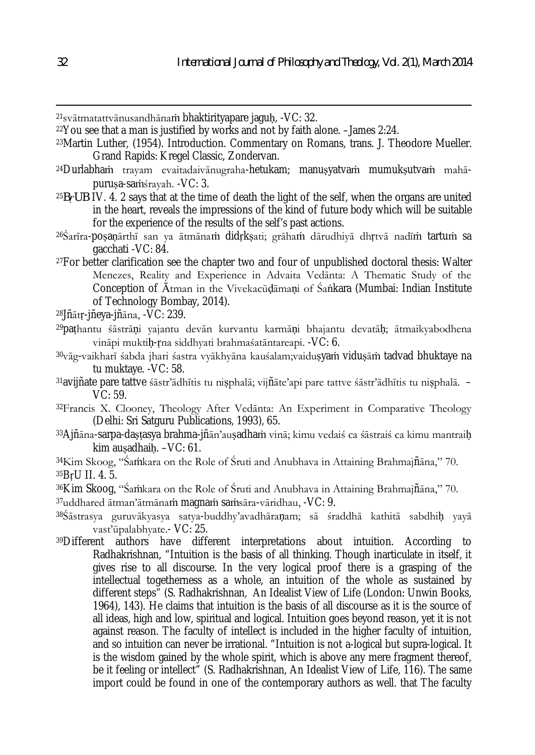[21]svātmatattvānusandhānaṁ bhaktirityapare jaguḥ, -VC: 32.

[22]You see that a man is justified by works and not by faith alone. –James 2:24.

[23]Martin Luther, (1954). Introduction. Commentary on Romans, trans. J. Theodore Mueller. Grand Rapids: Kregel Classic, Zondervan.

[24]Durlabhaṁ trayam evaitadaivānugraha-hetukam; manuṣyatvaṁ mumukṣutvaṁ mahā-puruṣa-saṁśrayah. -VC: 3.

[25]BṛUB IV. 4. 2 says that at the time of death the light of the self, when the organs are united in the heart, reveals the impressions of the kind of future body which will be suitable for the experience of the results of the self's past actions.

[26]Śarīra-poṣaṇārthī san ya ātmānaṁ didṛkṣati; grāhaṁ dārudhiyā dhṛtvā nadīṁ tartuṁ sa gacchati -VC: 84.

[27]For better clarification see the chapter two and four of unpublished doctoral thesis: Walter Menezes, Reality and Experience in Advaita Vedānta: A Thematic Study of the Conception of Ātman in the Vivekacūḍāmaṇi of Śaṅkara (Mumbai: Indian Institute of Technology Bombay, 2014).

[28]Jñātṛ-jñeya-jñāna, -VC: 239.

[29]paṭhantu śāstrāṇi yajantu devān kurvantu karmāṇi bhajantu devatāḥ; ātmaikyabodhena vināpi muktiḥ-ṛna siddhyati brahmaśatāntareapi. -VC: 6.

[30]vāg-vaikharī śabda jhari śastra vyākhyāna kauśalam;vaiduṣyaṁ viduṣāṁ tadvad bhuktaye na tu muktaye. -VC: 58.

[31]avijñate pare tattve śāstr'ādhītis tu niṣphalā; vijñāte'api pare tattve śāstr'ādhītis tu niṣphalā. –VC: 59.

[32]Francis X. Clooney, Theology After Vedānta: An Experiment in Comparative Theology (Delhi: Sri Satguru Publications, 1993), 65.

[33]Ajñāna-sarpa-daṣṭasya brahma-jñān'auṣadhaṁ vinā; kimu vedaiś ca śāstraiś ca kimu mantraiḥ kim auṣadhaiḥ. –VC: 61.

[34]Kim Skoog, "Śaṁkara on the Role of Śruti and Anubhava in Attaining Brahmajñāna," 70.

[35]BṛU II. 4. 5.

[36]Kim Skoog, "Śaṁkara on the Role of Śruti and Anubhava in Attaining Brahmajñāna," 70.

[37]uddhared ātman'ātmānaṁ magnaṁ saṁsāra-vāridhau, -VC: 9.

[38]Śāstrasya guruvākyasya satya-buddhy'avadhāraṇam; sā śraddhā kathitā sabdhiḥ yayā vast'ūpalabhyate.- VC: 25.

[39]Different authors have different interpretations about intuition. According to Radhakrishnan, "Intuition is the basis of all thinking. Though inarticulate in itself, it gives rise to all discourse. In the very logical proof there is a grasping of the intellectual togetherness as a whole, an intuition of the whole as sustained by different steps" (S. Radhakrishnan, An Idealist View of Life (London: Unwin Books, 1964), 143). He claims that intuition is the basis of all discourse as it is the source of all ideas, high and low, spiritual and logical. Intuition goes beyond reason, yet it is not against reason. The faculty of intellect is included in the higher faculty of intuition, and so intuition can never be irrational. "Intuition is not a-logical but supra-logical. It is the wisdom gained by the whole spirit, which is above any mere fragment thereof, be it feeling or intellect" (S. Radhakrishnan, An Idealist View of Life, 116). The same import could be found in one of the contemporary authors as well. that The faculty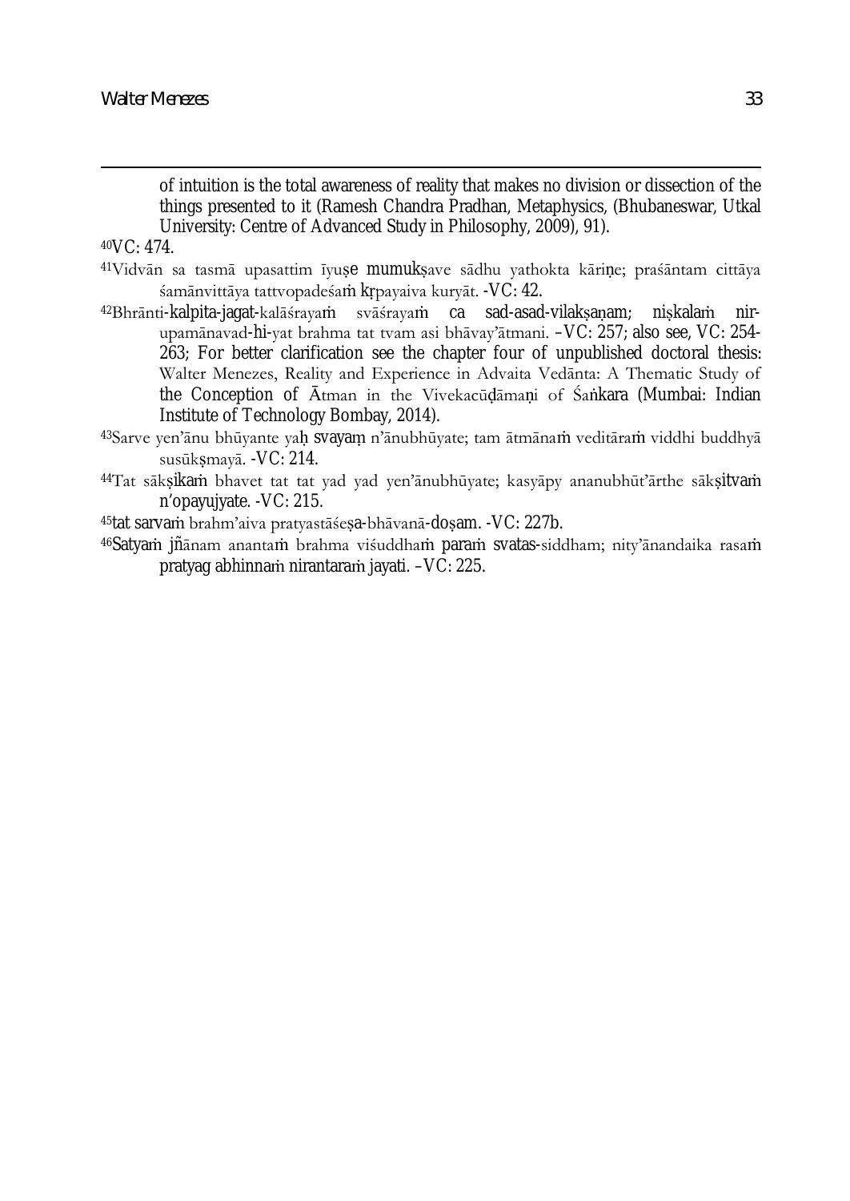of intuition is the total awareness of reality that makes no division or dissection of the things presented to it (Ramesh Chandra Pradhan, Metaphysics, (Bhubaneswar, Utkal University: Centre of Advanced Study in Philosophy, 2009), 91).

[40]VC: 474.

[41]Vidvān sa tasmā upasattim īyuṣe mumukṣave sādhu yathokta kāriṇe; praśāntam cittāya śamānvittāya tattvopadeśaṁ kṛpayaiva kuryāt. -VC: 42.

[42]Bhrānti-kalpita-jagat-kalāśrayaṁ svāśrayaṁ ca sad-asad-vilakṣaṇam; niṣkalaṁ nir-upamānavad-hi-yat brahma tat tvam asi bhāvay'ātmani. –VC: 257; also see, VC: 254-263; For better clarification see the chapter four of unpublished doctoral thesis: Walter Menezes, Reality and Experience in Advaita Vedānta: A Thematic Study of the Conception of Ātman in the Vivekacūḍāmaṇi of Śaṅkara (Mumbai: Indian Institute of Technology Bombay, 2014).

[43]Sarve yen'ānu bhūyante yaḥ svayaṃ n'ānubhūyate; tam ātmānaṁ veditāraṁ viddhi buddhyā susūkṣmayā. -VC: 214.

[44]Tat sākṣikaṁ bhavet tat tat yad yad yen'ānubhūyate; kasyāpy ananubhūt'ārthe sākṣitvaṁ n'opayujyate. -VC: 215.

[45]tat sarvaṁ brahm'aiva pratyastāśeṣa-bhāvanā-doṣam. -VC: 227b.

[46]Satyaṁ jñānam anantaṁ brahma viśuddhaṁ paraṁ svatas-siddham; nity'ānandaika rasaṁ pratyag abhinnaṁ nirantaraṁ jayati. –VC: 225.